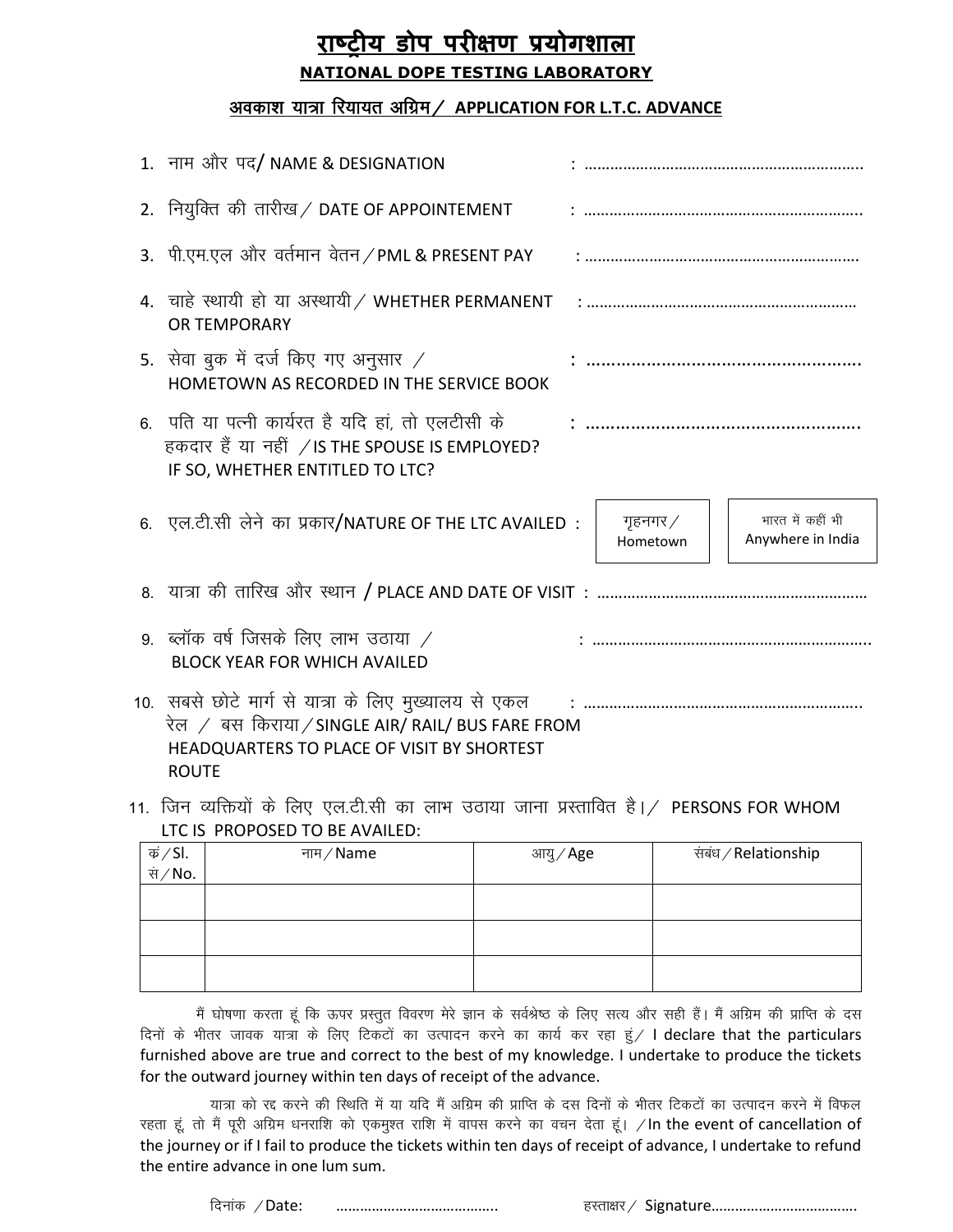# राष्ट्रीय डोप परीक्षण प्रयोगशाला

## NATIONAL DOPE TESTING LABORATORY

### अवकाश यात्रा रियायत अग्रिम/ APPLICATION FOR L.T.C. ADVANCE

1. नाम और पद/ NAME & DESIGNATION : ..........................................................

2. नियुक्ति की तारीख / DATE OF APPOINTEMENT : ..........................................................

3. पी.एम.एल और वर्तमान वेतन / PML & PRESENT PAY : ..........................................................

4. चाहे स्थायी हो या अस्थायी / WHETHER PERMANENT OR TEMPORARY : ..........................................................

5. सेवा बुक में दर्ज किए गए अनुसार / HOMETOWN AS RECORDED IN THE SERVICE BOOK : ..........................................................

6. पति या पत्नी कार्यरत है यदि हां, तो एलटीसी के हकदार हैं या नहीं / IS THE SPOUSE IS EMPLOYED? IF SO, WHETHER ENTITLED TO LTC? : ..........................................................

6. एल.टी.सी लेने का प्रकार/NATURE OF THE LTC AVAILED : [ गृहनगर / Hometown ] [ भारत में कहीं भी Anywhere in India ]

8. यात्रा की तारिख और स्थान / PLACE AND DATE OF VISIT : ..........................................................

9. ब्लॉक वर्ष जिसके लिए लाभ उठाया / BLOCK YEAR FOR WHICH AVAILED : ..........................................................

10. सबसे छोटे मार्ग से यात्रा के लिए मुख्यालय से एकल रेल / बस किराया / SINGLE AIR/ RAIL/ BUS FARE FROM HEADQUARTERS TO PLACE OF VISIT BY SHORTEST ROUTE : ..........................................................

11. जिन व्यक्तियों के लिए एल.टी.सी का लाभ उठाया जाना प्रस्तावित है। / PERSONS FOR WHOM LTC IS PROPOSED TO BE AVAILED:

| कं / Sl. सं / No. | नाम / Name | आयु / Age | संबंध / Relationship |
|---|---|---|---|
| | | | |
| | | | |
| | | | |

मैं घोषणा करता हूं कि ऊपर प्रस्तुत विवरण मेरे ज्ञान के सर्वश्रेष्ठ के लिए सत्य और सही हैं। मैं अग्रिम की प्राप्ति के दस दिनों के भीतर जावक यात्रा के लिए टिकटों का उत्पादन करने का कार्य कर रहा हुं / I declare that the particulars furnished above are true and correct to the best of my knowledge. I undertake to produce the tickets for the outward journey within ten days of receipt of the advance.

यात्रा को रद्द करने की स्थिति में या यदि मैं अग्रिम की प्राप्ति के दस दिनों के भीतर टिकटों का उत्पादन करने में विफल रहता हूं, तो मैं पूरी अग्रिम धनराशि को एकमुश्त राशि में वापस करने का वचन देता हूं। / In the event of cancellation of the journey or if I fail to produce the tickets within ten days of receipt of advance, I undertake to refund the entire advance in one lum sum.

दिनांक / Date: ........................................ हस्ताक्षर / Signature....................................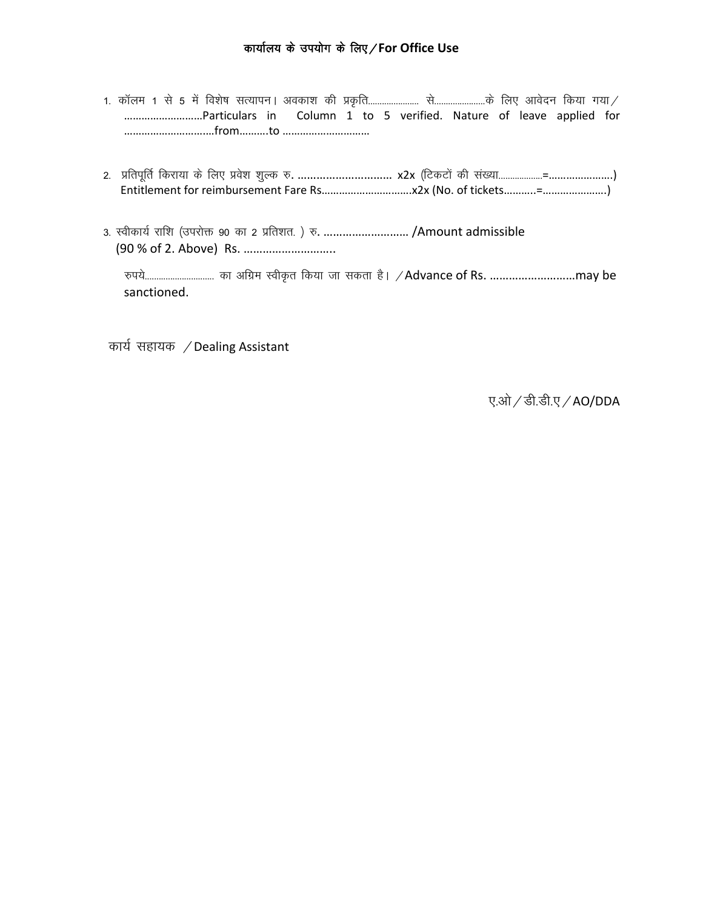## कार्यालय के उपयोग के लिए/For Office Use

1. कॉलम 1 से 5 में विशेष सत्यापन। अवकाश की प्रकृति...................... से......................के लिए आवेदन किया गया/ ..........................Particulars in Column 1 to 5 verified. Nature of leave applied for ..............................from..........to .............................

2. प्रतिपूर्ति किराया के लिए प्रवेश शुल्क रु. .............................. x2x (टिकटों की संख्या...................=......................) Entitlement for reimbursement Fare Rs..............................x2x (No. of tickets...........=......................)

3. स्वीकार्य राशि (उपरोक्त 90 का 2 प्रतिशत. ) रु. ........................... /Amount admissible (90 % of 2. Above) Rs. ............................

   रुपये.............................. का अग्रिम स्वीकृत किया जा सकता है। /Advance of Rs. ..........................may be sanctioned.

कार्य सहायक /Dealing Assistant

ए.ओ/डी.डी.ए/AO/DDA